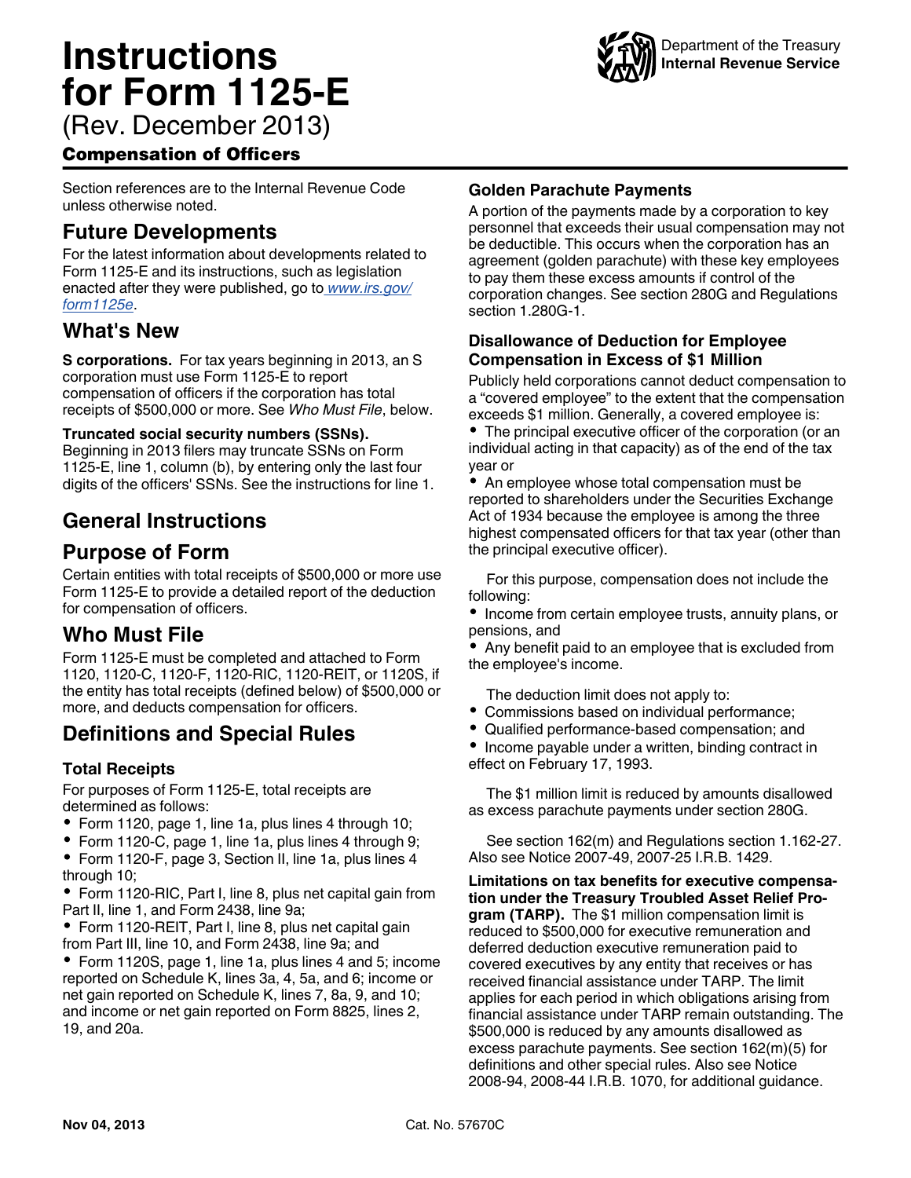# Instructions for Form 1125-E

(Rev. December 2013)

### Compensation of Officers

Department of the Treasury
Internal Revenue Service

Section references are to the Internal Revenue Code unless otherwise noted.

## Future Developments

For the latest information about developments related to Form 1125-E and its instructions, such as legislation enacted after they were published, go to *www.irs.gov/form1125e*.

## What's New

**S corporations.** For tax years beginning in 2013, an S corporation must use Form 1125-E to report compensation of officers if the corporation has total receipts of $500,000 or more. See *Who Must File*, below.

**Truncated social security numbers (SSNs).** Beginning in 2013 filers may truncate SSNs on Form 1125-E, line 1, column (b), by entering only the last four digits of the officers' SSNs. See the instructions for line 1.

## General Instructions

## Purpose of Form

Certain entities with total receipts of $500,000 or more use Form 1125-E to provide a detailed report of the deduction for compensation of officers.

## Who Must File

Form 1125-E must be completed and attached to Form 1120, 1120-C, 1120-F, 1120-RIC, 1120-REIT, or 1120S, if the entity has total receipts (defined below) of $500,000 or more, and deducts compensation for officers.

## Definitions and Special Rules

### Total Receipts

For purposes of Form 1125-E, total receipts are determined as follows:

- Form 1120, page 1, line 1a, plus lines 4 through 10;
- Form 1120-C, page 1, line 1a, plus lines 4 through 9;
- Form 1120-F, page 3, Section II, line 1a, plus lines 4 through 10;
- Form 1120-RIC, Part I, line 8, plus net capital gain from Part II, line 1, and Form 2438, line 9a;
- Form 1120-REIT, Part I, line 8, plus net capital gain from Part III, line 10, and Form 2438, line 9a; and
- Form 1120S, page 1, line 1a, plus lines 4 and 5; income reported on Schedule K, lines 3a, 4, 5a, and 6; income or net gain reported on Schedule K, lines 7, 8a, 9, and 10; and income or net gain reported on Form 8825, lines 2, 19, and 20a.

### Golden Parachute Payments

A portion of the payments made by a corporation to key personnel that exceeds their usual compensation may not be deductible. This occurs when the corporation has an agreement (golden parachute) with these key employees to pay them these excess amounts if control of the corporation changes. See section 280G and Regulations section 1.280G-1.

### Disallowance of Deduction for Employee Compensation in Excess of $1 Million

Publicly held corporations cannot deduct compensation to a "covered employee" to the extent that the compensation exceeds $1 million. Generally, a covered employee is:

- The principal executive officer of the corporation (or an individual acting in that capacity) as of the end of the tax year or
- An employee whose total compensation must be reported to shareholders under the Securities Exchange Act of 1934 because the employee is among the three highest compensated officers for that tax year (other than the principal executive officer).

For this purpose, compensation does not include the following:

- Income from certain employee trusts, annuity plans, or pensions, and
- Any benefit paid to an employee that is excluded from the employee's income.

The deduction limit does not apply to:

- Commissions based on individual performance;
- Qualified performance-based compensation; and
- Income payable under a written, binding contract in effect on February 17, 1993.

The $1 million limit is reduced by amounts disallowed as excess parachute payments under section 280G.

See section 162(m) and Regulations section 1.162-27. Also see Notice 2007-49, 2007-25 I.R.B. 1429.

**Limitations on tax benefits for executive compensation under the Treasury Troubled Asset Relief Program (TARP).** The $1 million compensation limit is reduced to $500,000 for executive remuneration and deferred deduction executive remuneration paid to covered executives by any entity that receives or has received financial assistance under TARP. The limit applies for each period in which obligations arising from financial assistance under TARP remain outstanding. The $500,000 is reduced by any amounts disallowed as excess parachute payments. See section 162(m)(5) for definitions and other special rules. Also see Notice 2008-94, 2008-44 I.R.B. 1070, for additional guidance.

Nov 04, 2013 Cat. No. 57670C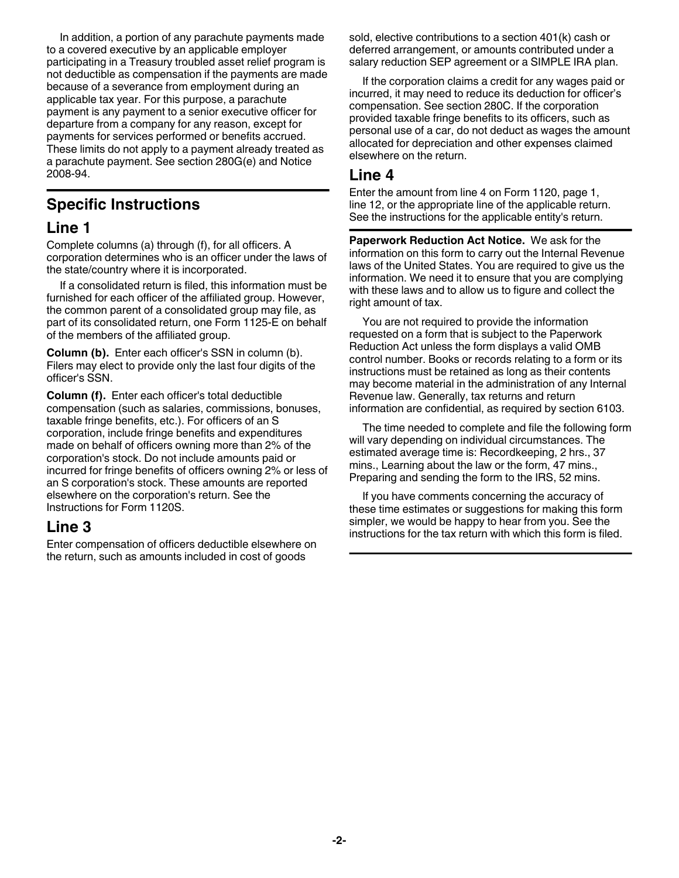In addition, a portion of any parachute payments made to a covered executive by an applicable employer participating in a Treasury troubled asset relief program is not deductible as compensation if the payments are made because of a severance from employment during an applicable tax year. For this purpose, a parachute payment is any payment to a senior executive officer for departure from a company for any reason, except for payments for services performed or benefits accrued. These limits do not apply to a payment already treated as a parachute payment. See section 280G(e) and Notice 2008-94.

## Specific Instructions

### Line 1

Complete columns (a) through (f), for all officers. A corporation determines who is an officer under the laws of the state/country where it is incorporated.

If a consolidated return is filed, this information must be furnished for each officer of the affiliated group. However, the common parent of a consolidated group may file, as part of its consolidated return, one Form 1125-E on behalf of the members of the affiliated group.

**Column (b).** Enter each officer's SSN in column (b). Filers may elect to provide only the last four digits of the officer's SSN.

**Column (f).** Enter each officer's total deductible compensation (such as salaries, commissions, bonuses, taxable fringe benefits, etc.). For officers of an S corporation, include fringe benefits and expenditures made on behalf of officers owning more than 2% of the corporation's stock. Do not include amounts paid or incurred for fringe benefits of officers owning 2% or less of an S corporation's stock. These amounts are reported elsewhere on the corporation's return. See the Instructions for Form 1120S.

### Line 3

Enter compensation of officers deductible elsewhere on the return, such as amounts included in cost of goods sold, elective contributions to a section 401(k) cash or deferred arrangement, or amounts contributed under a salary reduction SEP agreement or a SIMPLE IRA plan.

If the corporation claims a credit for any wages paid or incurred, it may need to reduce its deduction for officer's compensation. See section 280C. If the corporation provided taxable fringe benefits to its officers, such as personal use of a car, do not deduct as wages the amount allocated for depreciation and other expenses claimed elsewhere on the return.

### Line 4

Enter the amount from line 4 on Form 1120, page 1, line 12, or the appropriate line of the applicable return. See the instructions for the applicable entity's return.

**Paperwork Reduction Act Notice.** We ask for the information on this form to carry out the Internal Revenue laws of the United States. You are required to give us the information. We need it to ensure that you are complying with these laws and to allow us to figure and collect the right amount of tax.

You are not required to provide the information requested on a form that is subject to the Paperwork Reduction Act unless the form displays a valid OMB control number. Books or records relating to a form or its instructions must be retained as long as their contents may become material in the administration of any Internal Revenue law. Generally, tax returns and return information are confidential, as required by section 6103.

The time needed to complete and file the following form will vary depending on individual circumstances. The estimated average time is: Recordkeeping, 2 hrs., 37 mins., Learning about the law or the form, 47 mins., Preparing and sending the form to the IRS, 52 mins.

If you have comments concerning the accuracy of these time estimates or suggestions for making this form simpler, we would be happy to hear from you. See the instructions for the tax return with which this form is filed.